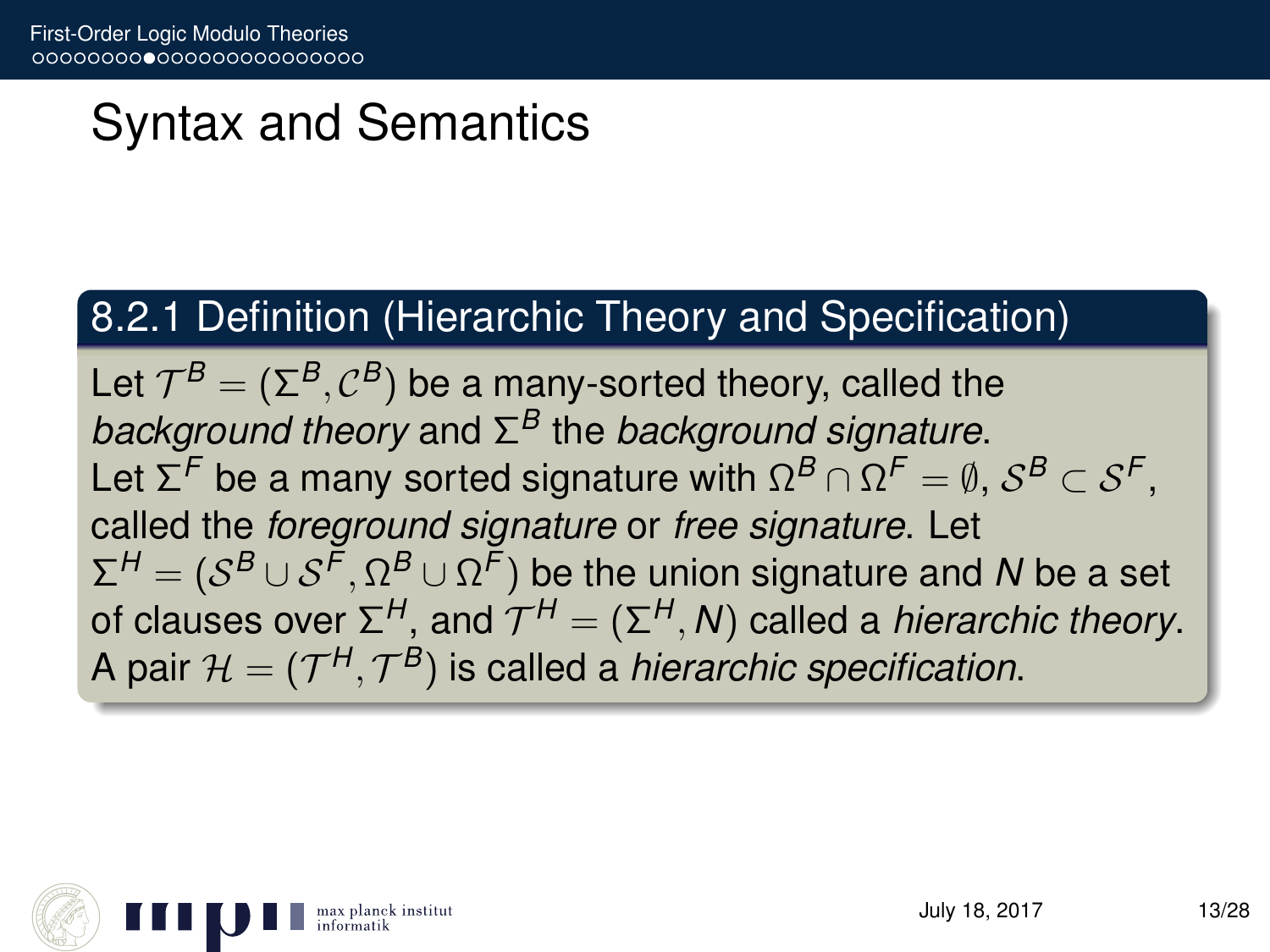# Syntax and Semantics

## 8.2.1 Definition (Hierarchic Theory and Specification)

Let $\mathcal{T}^B = (\Sigma^B, \mathcal{C}^B)$ be a many-sorted theory, called the *background theory* and $\Sigma^B$ the *background signature*. Let $\Sigma^F$ be a many sorted signature with $\Omega^B \cap \Omega^F = \emptyset$, $\mathcal{S}^B \subset \mathcal{S}^F$, called the *foreground signature* or *free signature*. Let $\Sigma^H = (\mathcal{S}^B \cup \mathcal{S}^F, \Omega^B \cup \Omega^F)$ be the union signature and $N$ be a set of clauses over $\Sigma^H$, and $\mathcal{T}^H = (\Sigma^H, N)$ called a *hierarchic theory*. A pair $\mathcal{H} = (\mathcal{T}^H, \mathcal{T}^B)$ is called a *hierarchic specification*.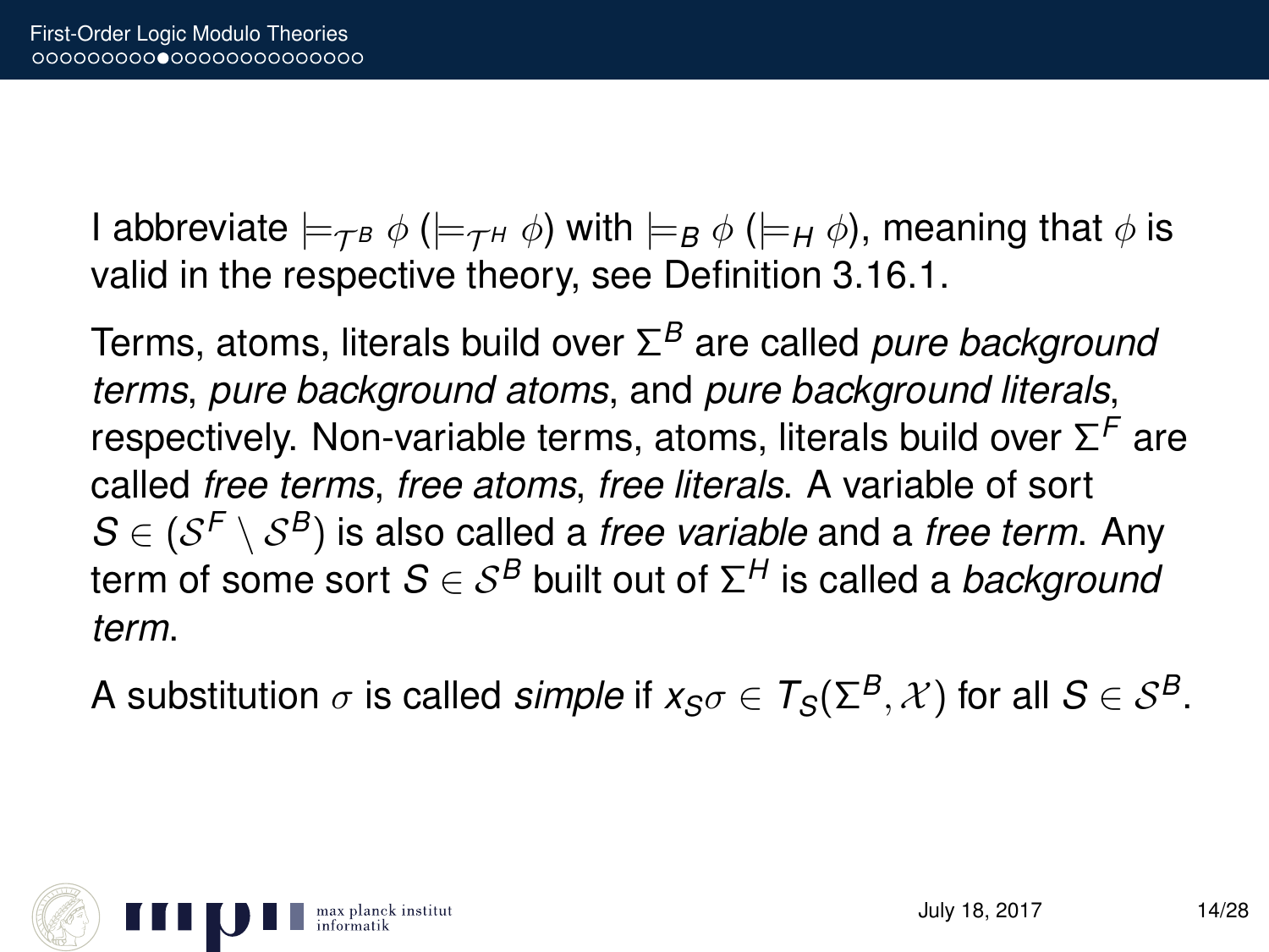I abbreviate $\models_{\mathcal{T}^B} \phi$ ($\models_{\mathcal{T}^H} \phi$) with $\models_B \phi$ ($\models_H \phi$), meaning that $\phi$ is valid in the respective theory, see Definition 3.16.1.

Terms, atoms, literals build over $\Sigma^B$ are called *pure background terms*, *pure background atoms*, and *pure background literals*, respectively. Non-variable terms, atoms, literals build over $\Sigma^F$ are called *free terms*, *free atoms*, *free literals*. A variable of sort $S \in (\mathcal{S}^F \setminus \mathcal{S}^B)$ is also called a *free variable* and a *free term*. Any term of some sort $S \in \mathcal{S}^B$ built out of $\Sigma^H$ is called a *background term*.

A substitution $\sigma$ is called *simple* if $x_S\sigma \in T_S(\Sigma^B, \mathcal{X})$ for all $S \in \mathcal{S}^B$.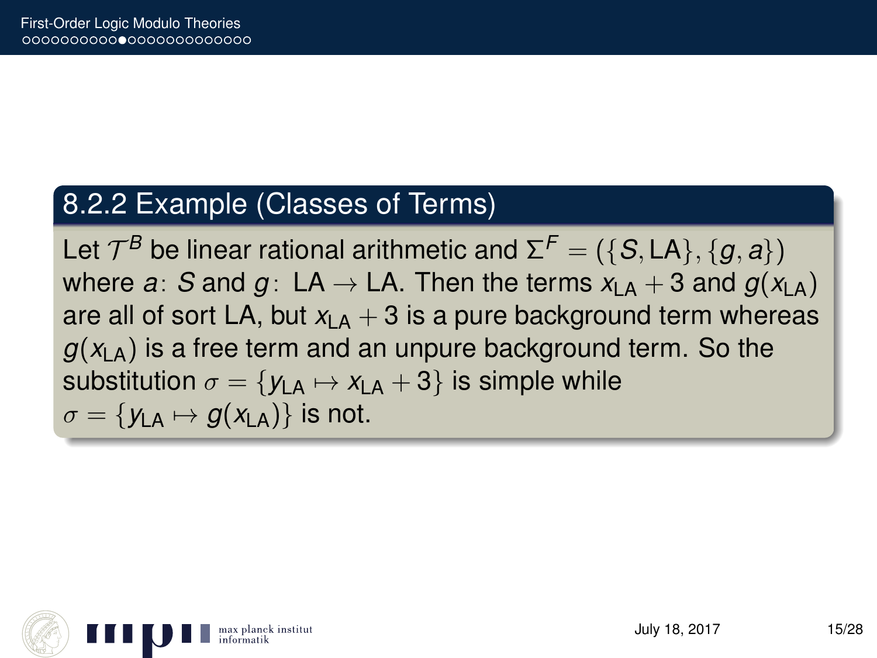### 8.2.2 Example (Classes of Terms)

Let $\mathcal{T}^B$ be linear rational arithmetic and $\Sigma^F = (\{S, \mathrm{LA}\}, \{g, a\})$ where $a\colon S$ and $g\colon \mathrm{LA} \to \mathrm{LA}$. Then the terms $x_{\mathrm{LA}} + 3$ and $g(x_{\mathrm{LA}})$ are all of sort LA, but $x_{\mathrm{LA}} + 3$ is a pure background term whereas $g(x_{\mathrm{LA}})$ is a free term and an unpure background term. So the substitution $\sigma = \{y_{\mathrm{LA}} \mapsto x_{\mathrm{LA}} + 3\}$ is simple while $\sigma = \{y_{\mathrm{LA}} \mapsto g(x_{\mathrm{LA}})\}$ is not.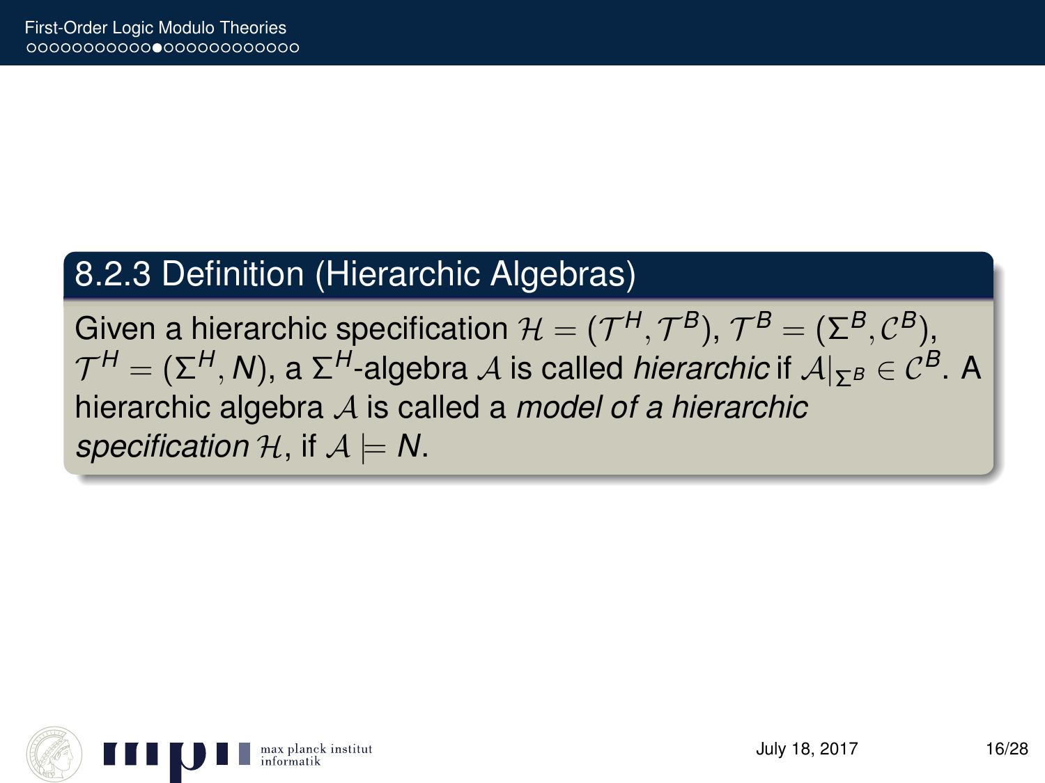### 8.2.3 Definition (Hierarchic Algebras)

Given a hierarchic specification $\mathcal{H} = (\mathcal{T}^H, \mathcal{T}^B)$, $\mathcal{T}^B = (\Sigma^B, \mathcal{C}^B)$, $\mathcal{T}^H = (\Sigma^H, N)$, a $\Sigma^H$-algebra $\mathcal{A}$ is called *hierarchic* if $\mathcal{A}|_{\Sigma^B} \in \mathcal{C}^B$. A hierarchic algebra $\mathcal{A}$ is called a *model of a hierarchic specification* $\mathcal{H}$, if $\mathcal{A} \models N$.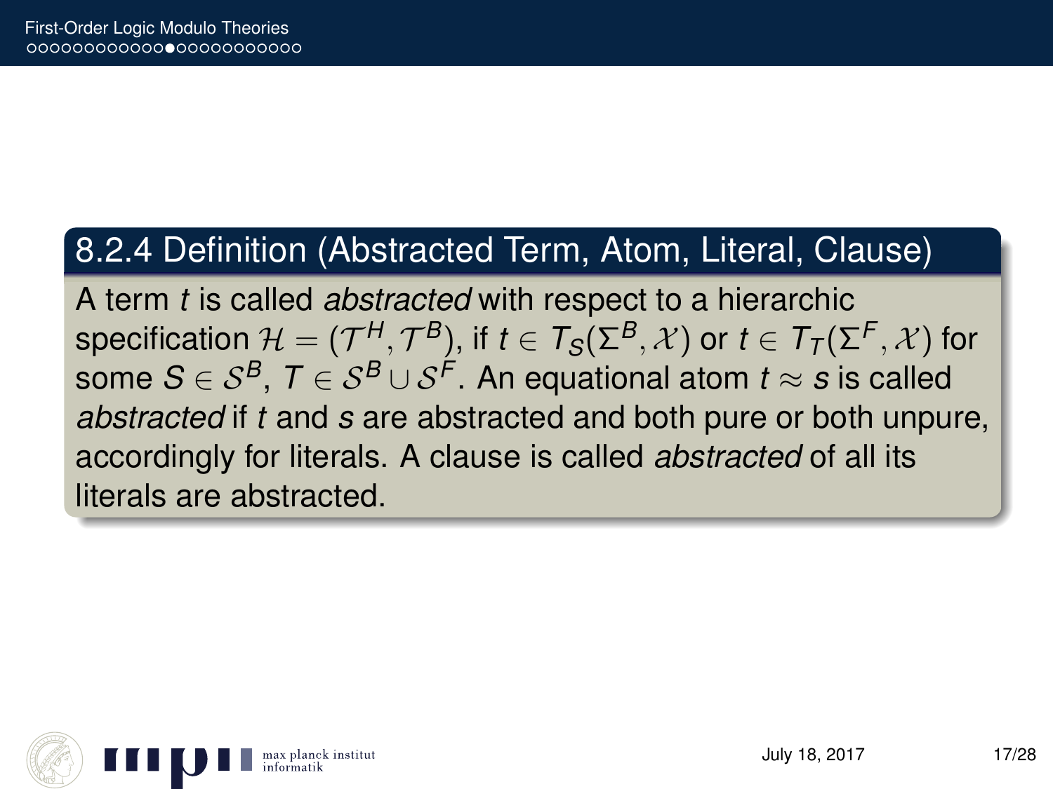## 8.2.4 Definition (Abstracted Term, Atom, Literal, Clause)

A term $t$ is called *abstracted* with respect to a hierarchic specification $\mathcal{H} = (\mathcal{T}^H, \mathcal{T}^B)$, if $t \in T_S(\Sigma^B, \mathcal{X})$ or $t \in T_T(\Sigma^F, \mathcal{X})$ for some $S \in \mathcal{S}^B$, $T \in \mathcal{S}^B \cup \mathcal{S}^F$. An equational atom $t \approx s$ is called *abstracted* if $t$ and $s$ are abstracted and both pure or both unpure, accordingly for literals. A clause is called *abstracted* of all its literals are abstracted.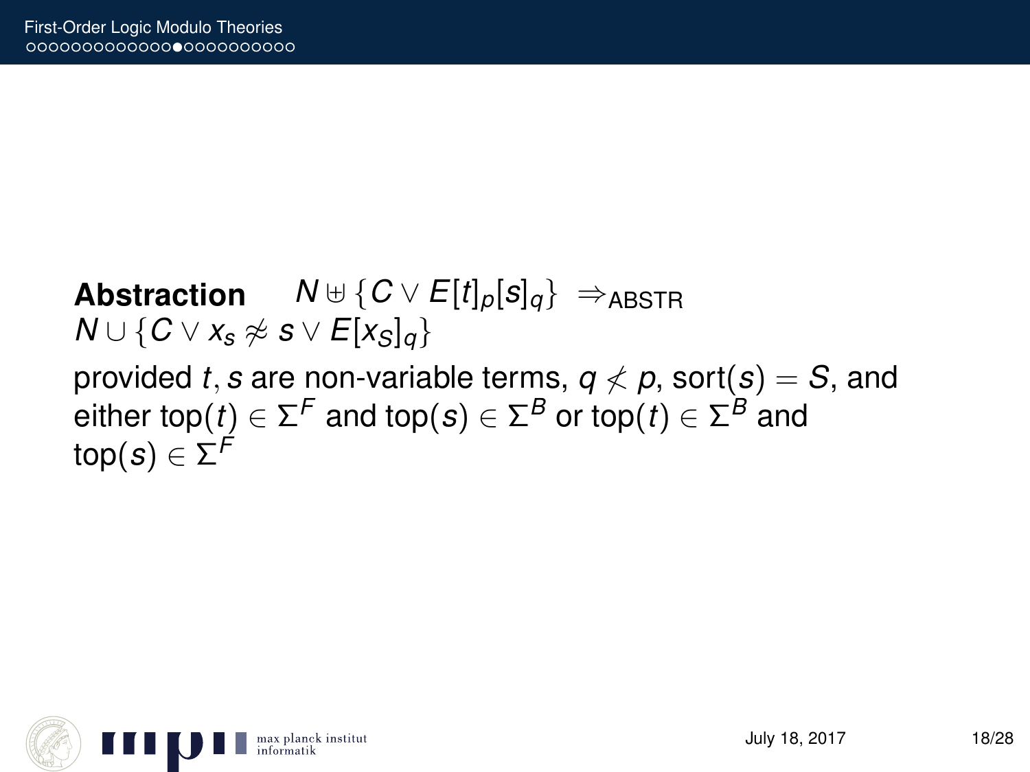**Abstraction** $N \uplus \{C \vee E[t]_p[s]_q\} \;\Rightarrow_{\text{ABSTR}}$
$N \cup \{C \vee x_s \not\approx s \vee E[x_S]_q\}$

provided $t, s$ are non-variable terms, $q \not< p$, $\text{sort}(s) = S$, and either $\text{top}(t) \in \Sigma^F$ and $\text{top}(s) \in \Sigma^B$ or $\text{top}(t) \in \Sigma^B$ and $\text{top}(s) \in \Sigma^F$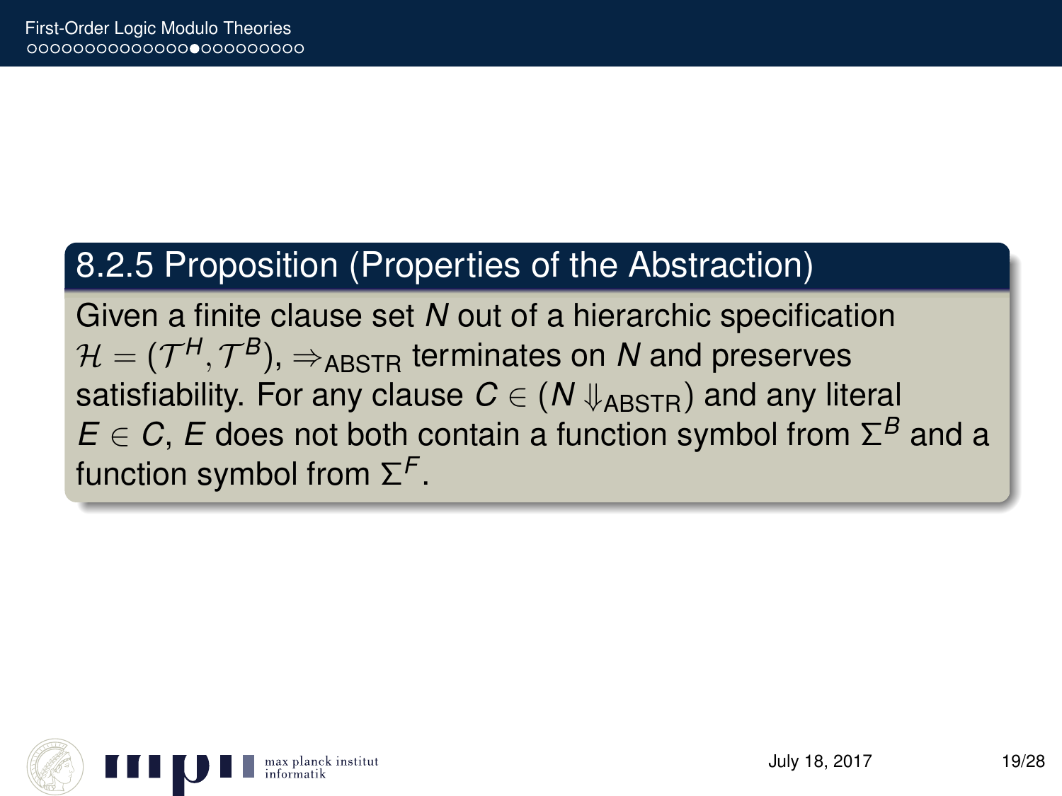### 8.2.5 Proposition (Properties of the Abstraction)

Given a finite clause set $N$ out of a hierarchic specification $\mathcal{H} = (\mathcal{T}^H, \mathcal{T}^B)$, $\Rightarrow_{\text{ABSTR}}$ terminates on $N$ and preserves satisfiability. For any clause $C \in (N \Downarrow_{\text{ABSTR}})$ and any literal $E \in C$, $E$ does not both contain a function symbol from $\Sigma^B$ and a function symbol from $\Sigma^F$.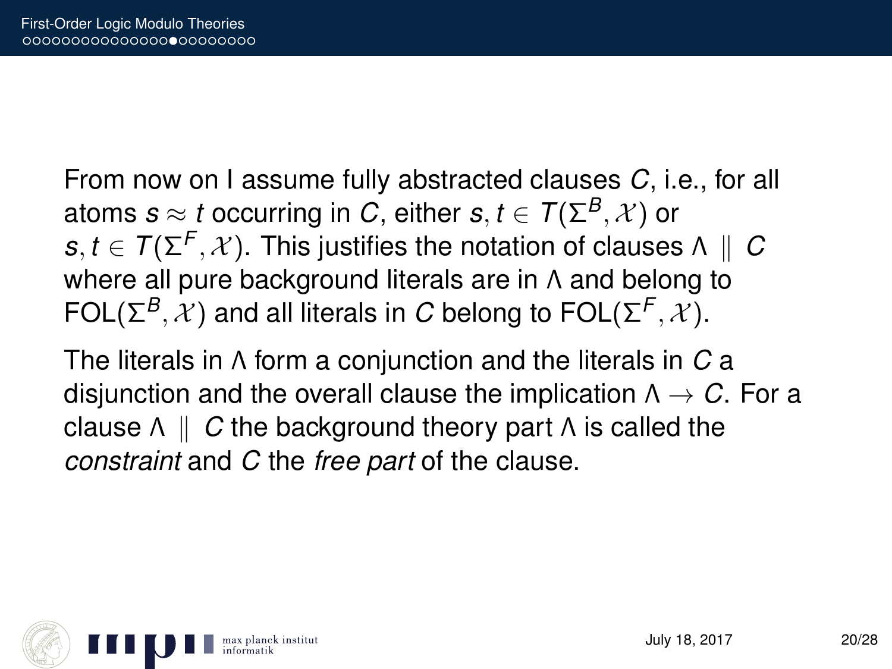From now on I assume fully abstracted clauses $C$, i.e., for all atoms $s \approx t$ occurring in $C$, either $s, t \in T(\Sigma^B, \mathcal{X})$ or $s, t \in T(\Sigma^F, \mathcal{X})$. This justifies the notation of clauses $\Lambda \parallel C$ where all pure background literals are in $\Lambda$ and belong to $\text{FOL}(\Sigma^B, \mathcal{X})$ and all literals in $C$ belong to $\text{FOL}(\Sigma^F, \mathcal{X})$.

The literals in $\Lambda$ form a conjunction and the literals in $C$ a disjunction and the overall clause the implication $\Lambda \rightarrow C$. For a clause $\Lambda \parallel C$ the background theory part $\Lambda$ is called the *constraint* and $C$ the *free part* of the clause.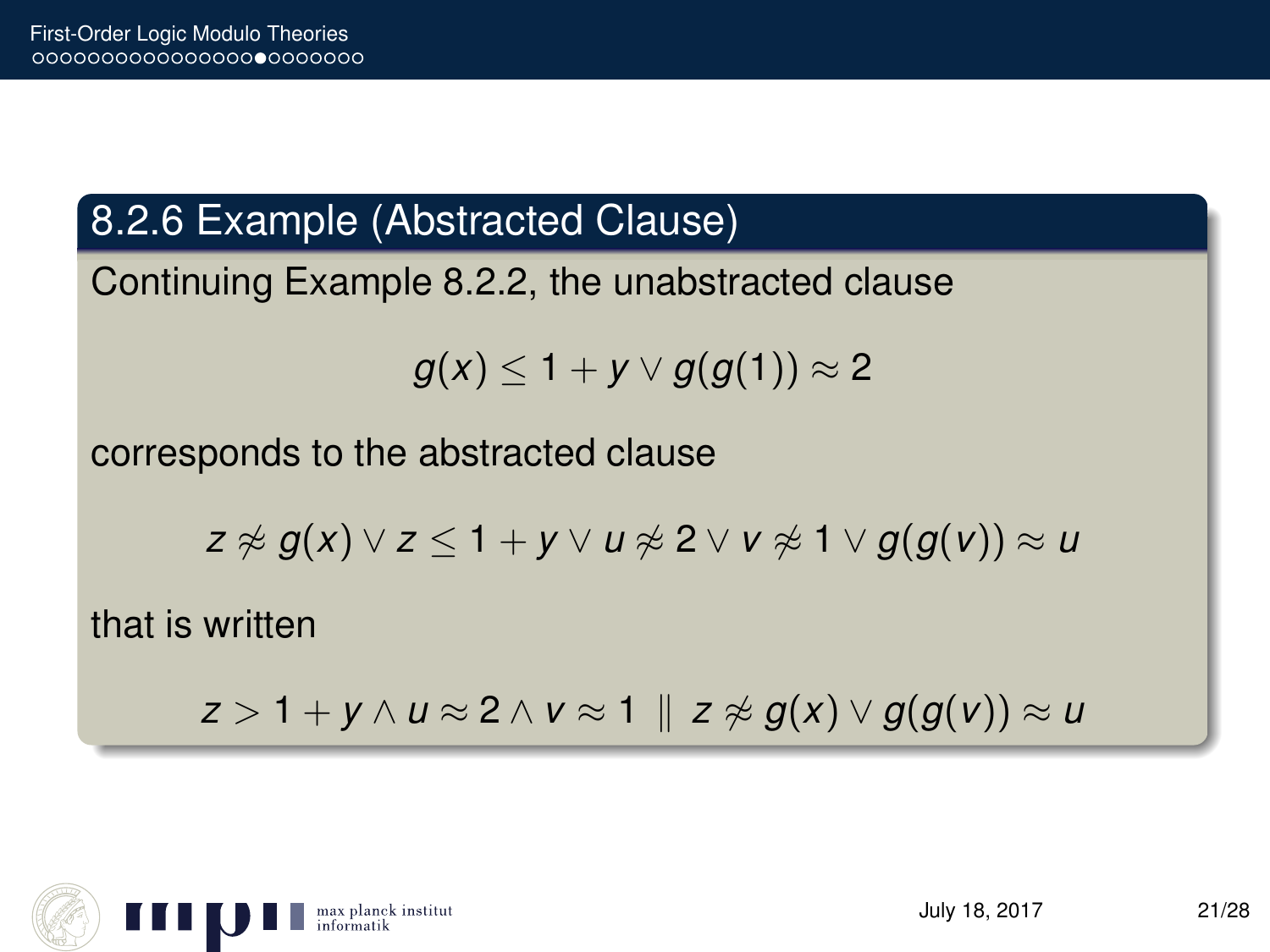## 8.2.6 Example (Abstracted Clause)

Continuing Example 8.2.2, the unabstracted clause

$$g(x) \leq 1 + y \vee g(g(1)) \approx 2$$

corresponds to the abstracted clause

$$z \not\approx g(x) \vee z \leq 1 + y \vee u \not\approx 2 \vee v \not\approx 1 \vee g(g(v)) \approx u$$

that is written

$$z > 1 + y \wedge u \approx 2 \wedge v \approx 1 \parallel z \not\approx g(x) \vee g(g(v)) \approx u$$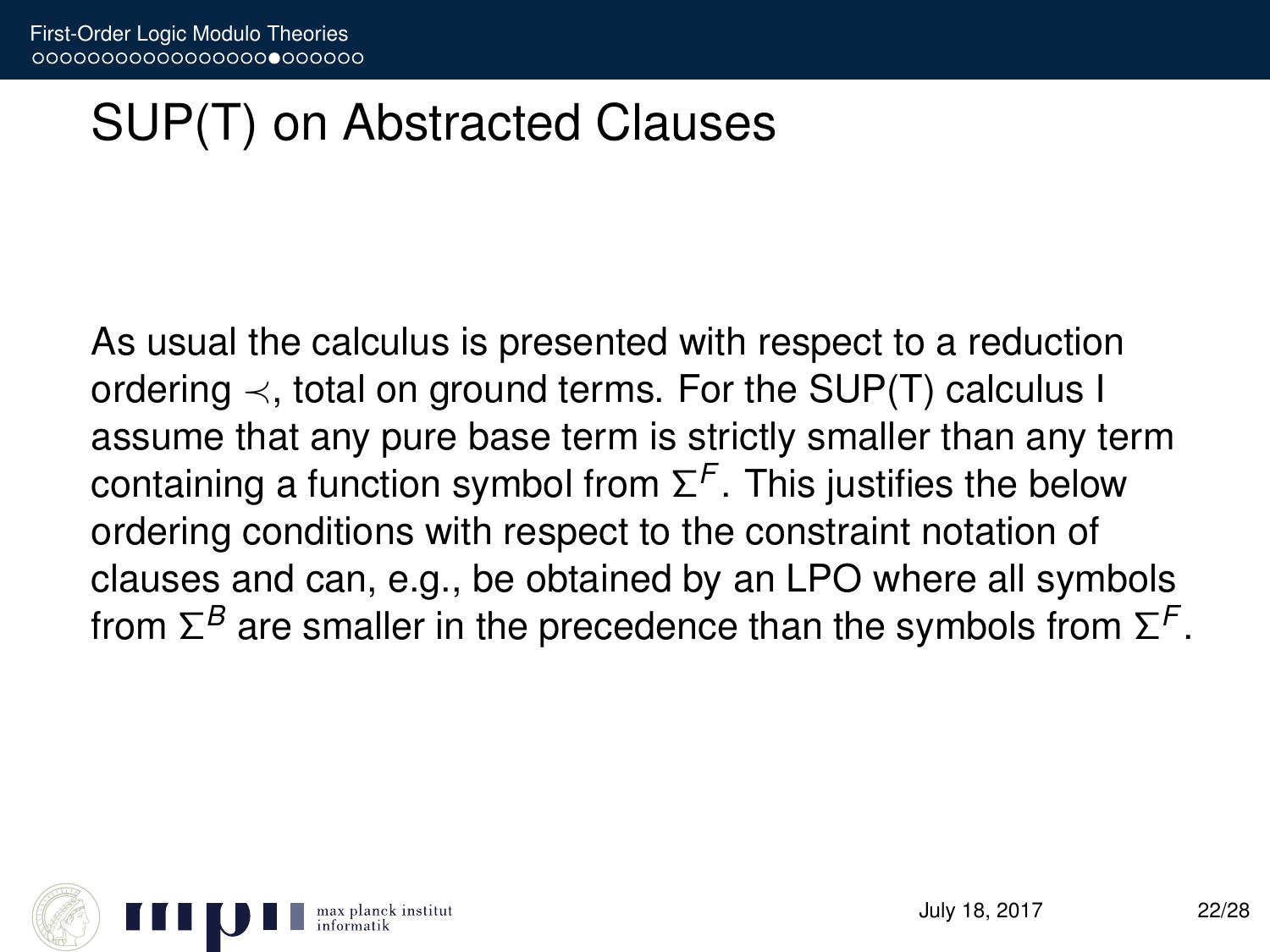# SUP(T) on Abstracted Clauses

As usual the calculus is presented with respect to a reduction ordering $\prec$, total on ground terms. For the SUP(T) calculus I assume that any pure base term is strictly smaller than any term containing a function symbol from $\Sigma^F$. This justifies the below ordering conditions with respect to the constraint notation of clauses and can, e.g., be obtained by an LPO where all symbols from $\Sigma^B$ are smaller in the precedence than the symbols from $\Sigma^F$.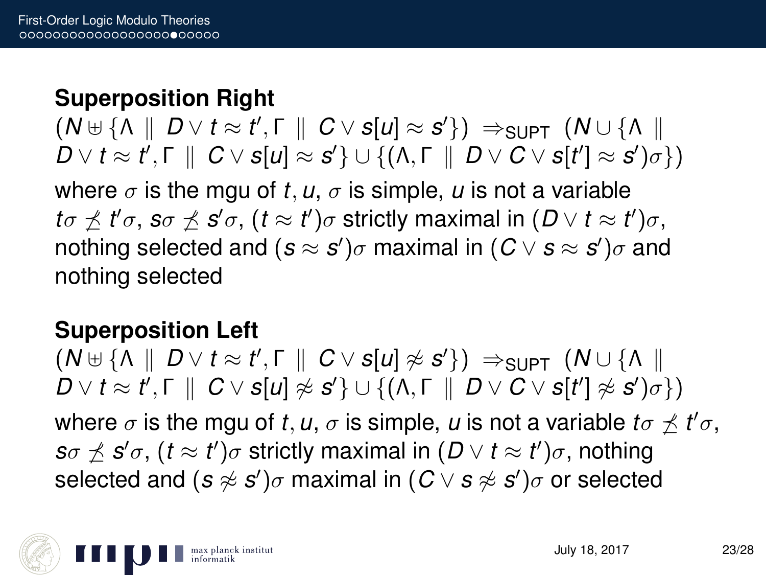**Superposition Right**

$(N \uplus \{\Lambda \parallel D \vee t \approx t', \Gamma \parallel C \vee s[u] \approx s'\}) \Rightarrow_{\text{SUPT}} (N \cup \{\Lambda \parallel D \vee t \approx t', \Gamma \parallel C \vee s[u] \approx s'\} \cup \{(\Lambda, \Gamma \parallel D \vee C \vee s[t'] \approx s')\sigma\})$

where $\sigma$ is the mgu of $t, u$, $\sigma$ is simple, $u$ is not a variable $t\sigma \not\preceq t'\sigma$, $s\sigma \not\preceq s'\sigma$, $(t \approx t')\sigma$ strictly maximal in $(D \vee t \approx t')\sigma$, nothing selected and $(s \approx s')\sigma$ maximal in $(C \vee s \approx s')\sigma$ and nothing selected

**Superposition Left**

$(N \uplus \{\Lambda \parallel D \vee t \approx t', \Gamma \parallel C \vee s[u] \not\approx s'\}) \Rightarrow_{\text{SUPT}} (N \cup \{\Lambda \parallel D \vee t \approx t', \Gamma \parallel C \vee s[u] \not\approx s'\} \cup \{(\Lambda, \Gamma \parallel D \vee C \vee s[t'] \not\approx s')\sigma\})$

where $\sigma$ is the mgu of $t, u$, $\sigma$ is simple, $u$ is not a variable $t\sigma \not\preceq t'\sigma$, $s\sigma \not\preceq s'\sigma$, $(t \approx t')\sigma$ strictly maximal in $(D \vee t \approx t')\sigma$, nothing selected and $(s \not\approx s')\sigma$ maximal in $(C \vee s \not\approx s')\sigma$ or selected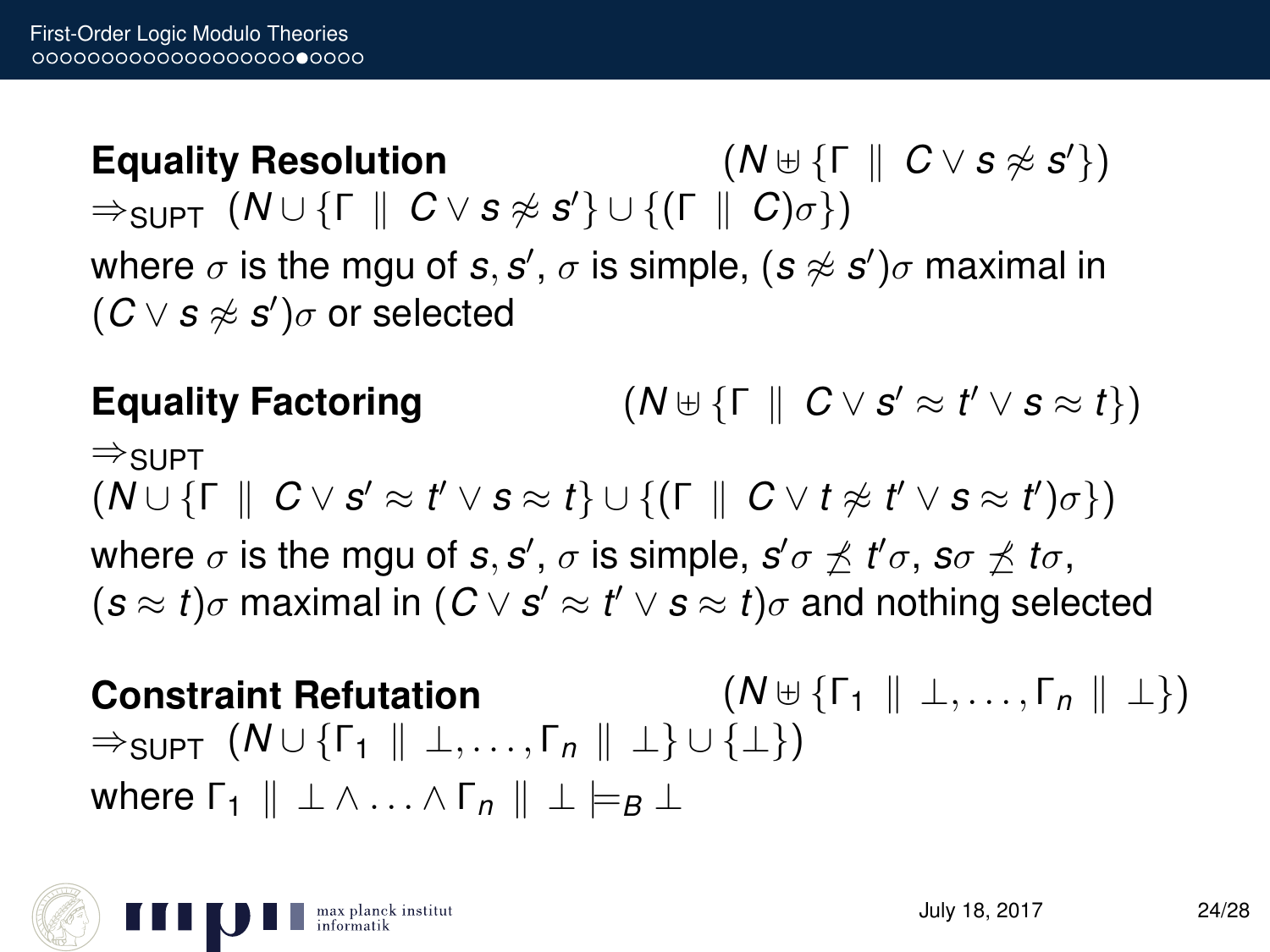**Equality Resolution** $(N \uplus \{\Gamma \parallel C \lor s \not\approx s'\})$
$\Rightarrow_{\text{SUPT}}$ $(N \cup \{\Gamma \parallel C \lor s \not\approx s'\} \cup \{(\Gamma \parallel C)\sigma\})$
where $\sigma$ is the mgu of $s, s'$, $\sigma$ is simple, $(s \not\approx s')\sigma$ maximal in $(C \lor s \not\approx s')\sigma$ or selected

**Equality Factoring** $(N \uplus \{\Gamma \parallel C \lor s' \approx t' \lor s \approx t\})$
$\Rightarrow_{\text{SUPT}}$
$(N \cup \{\Gamma \parallel C \lor s' \approx t' \lor s \approx t\} \cup \{(\Gamma \parallel C \lor t \not\approx t' \lor s \approx t')\sigma\})$
where $\sigma$ is the mgu of $s, s'$, $\sigma$ is simple, $s'\sigma \not\preceq t'\sigma$, $s\sigma \not\preceq t\sigma$, $(s \approx t)\sigma$ maximal in $(C \lor s' \approx t' \lor s \approx t)\sigma$ and nothing selected

**Constraint Refutation** $(N \uplus \{\Gamma_1 \parallel \bot, \ldots, \Gamma_n \parallel \bot\})$
$\Rightarrow_{\text{SUPT}}$ $(N \cup \{\Gamma_1 \parallel \bot, \ldots, \Gamma_n \parallel \bot\} \cup \{\bot\})$
where $\Gamma_1 \parallel \bot \land \ldots \land \Gamma_n \parallel \bot \models_B \bot$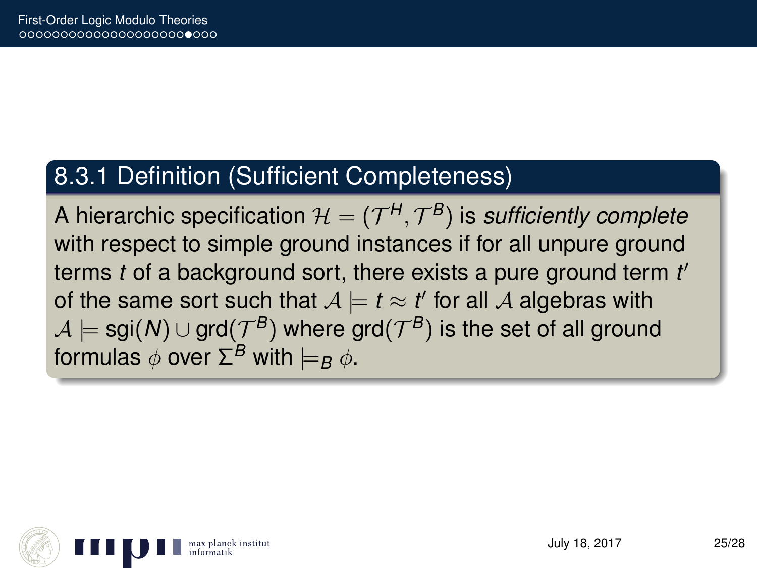### 8.3.1 Definition (Sufficient Completeness)

A hierarchic specification $\mathcal{H} = (\mathcal{T}^H, \mathcal{T}^B)$ is *sufficiently complete* with respect to simple ground instances if for all unpure ground terms $t$ of a background sort, there exists a pure ground term $t'$ of the same sort such that $\mathcal{A} \models t \approx t'$ for all $\mathcal{A}$ algebras with $\mathcal{A} \models \text{sgi}(N) \cup \text{grd}(\mathcal{T}^B)$ where $\text{grd}(\mathcal{T}^B)$ is the set of all ground formulas $\phi$ over $\Sigma^B$ with $\models_B \phi$.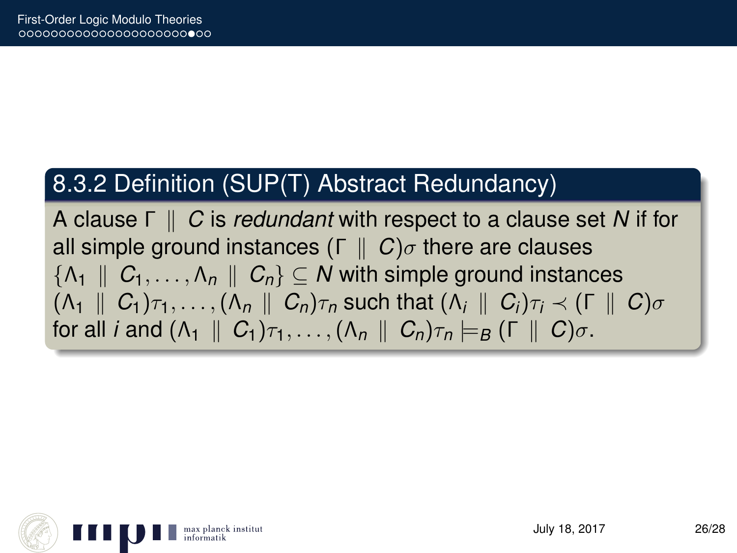### 8.3.2 Definition (SUP(T) Abstract Redundancy)

A clause $\Gamma \parallel C$ is *redundant* with respect to a clause set $N$ if for all simple ground instances $(\Gamma \parallel C)\sigma$ there are clauses $\{\Lambda_1 \parallel C_1, \ldots, \Lambda_n \parallel C_n\} \subseteq N$ with simple ground instances $(\Lambda_1 \parallel C_1)\tau_1, \ldots, (\Lambda_n \parallel C_n)\tau_n$ such that $(\Lambda_i \parallel C_i)\tau_i \prec (\Gamma \parallel C)\sigma$ for all $i$ and $(\Lambda_1 \parallel C_1)\tau_1, \ldots, (\Lambda_n \parallel C_n)\tau_n \models_B (\Gamma \parallel C)\sigma$.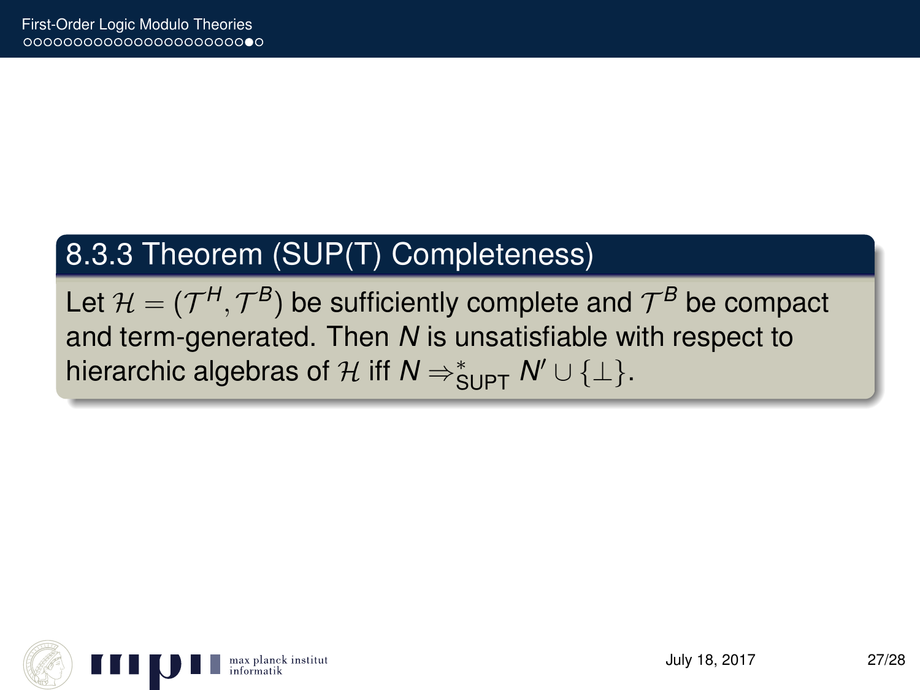### 8.3.3 Theorem (SUP(T) Completeness)

Let $\mathcal{H} = (\mathcal{T}^H, \mathcal{T}^B)$ be sufficiently complete and $\mathcal{T}^B$ be compact and term-generated. Then $N$ is unsatisfiable with respect to hierarchic algebras of $\mathcal{H}$ iff $N \Rightarrow^*_{\text{SUPT}} N' \cup \{\bot\}$.